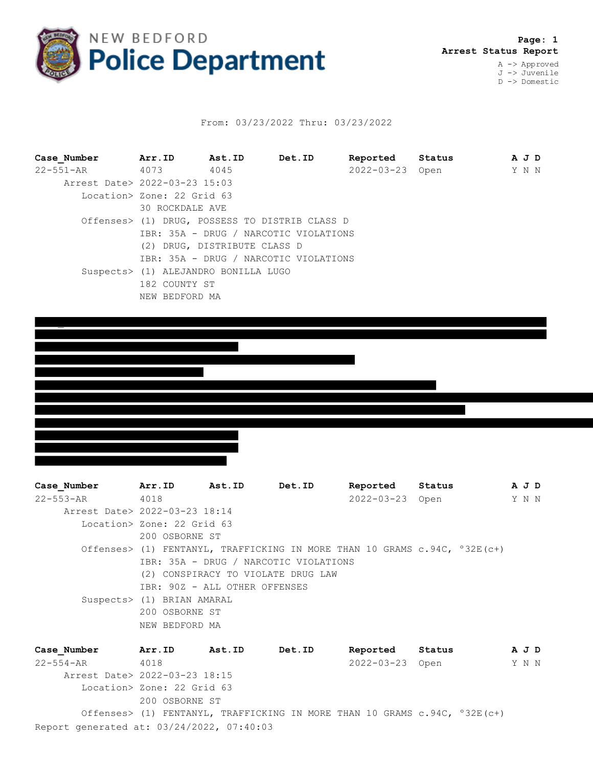# NEW BEDFORD Police Department

**Arrest Status Report**

A -> Approved
J -> Juvenile
D -> Domestic

From: 03/23/2022 Thru: 03/23/2022

| Case_Number | Arr.ID | Ast.ID | Det.ID | Reported | Status | A | J | D |
|---|---|---|---|---|---|---|---|---|
| 22-551-AR | 4073 | 4045 | | 2022-03-23 | Open | Y | N | N |

Arrest Date> 2022-03-23 15:03

Location> Zone: 22 Grid 63
30 ROCKDALE AVE

Offenses> (1) DRUG, POSSESS TO DISTRIB CLASS D
IBR: 35A - DRUG / NARCOTIC VIOLATIONS
(2) DRUG, DISTRIBUTE CLASS D
IBR: 35A - DRUG / NARCOTIC VIOLATIONS

Suspects> (1) ALEJANDRO BONILLA LUGO
182 COUNTY ST
NEW BEDFORD MA

[REDACTED]

| Case_Number | Arr.ID | Ast.ID | Det.ID | Reported | Status | A | J | D |
|---|---|---|---|---|---|---|---|---|
| 22-553-AR | 4018 | | | 2022-03-23 | Open | Y | N | N |

Arrest Date> 2022-03-23 18:14

Location> Zone: 22 Grid 63
200 OSBORNE ST

Offenses> (1) FENTANYL, TRAFFICKING IN MORE THAN 10 GRAMS c.94C, °32E(c+)
IBR: 35A - DRUG / NARCOTIC VIOLATIONS
(2) CONSPIRACY TO VIOLATE DRUG LAW
IBR: 90Z - ALL OTHER OFFENSES

Suspects> (1) BRIAN AMARAL
200 OSBORNE ST
NEW BEDFORD MA

| Case_Number | Arr.ID | Ast.ID | Det.ID | Reported | Status | A | J | D |
|---|---|---|---|---|---|---|---|---|
| 22-554-AR | 4018 | | | 2022-03-23 | Open | Y | N | N |

Arrest Date> 2022-03-23 18:15

Location> Zone: 22 Grid 63
200 OSBORNE ST

Offenses> (1) FENTANYL, TRAFFICKING IN MORE THAN 10 GRAMS c.94C, °32E(c+)

Report generated at: 03/24/2022, 07:40:03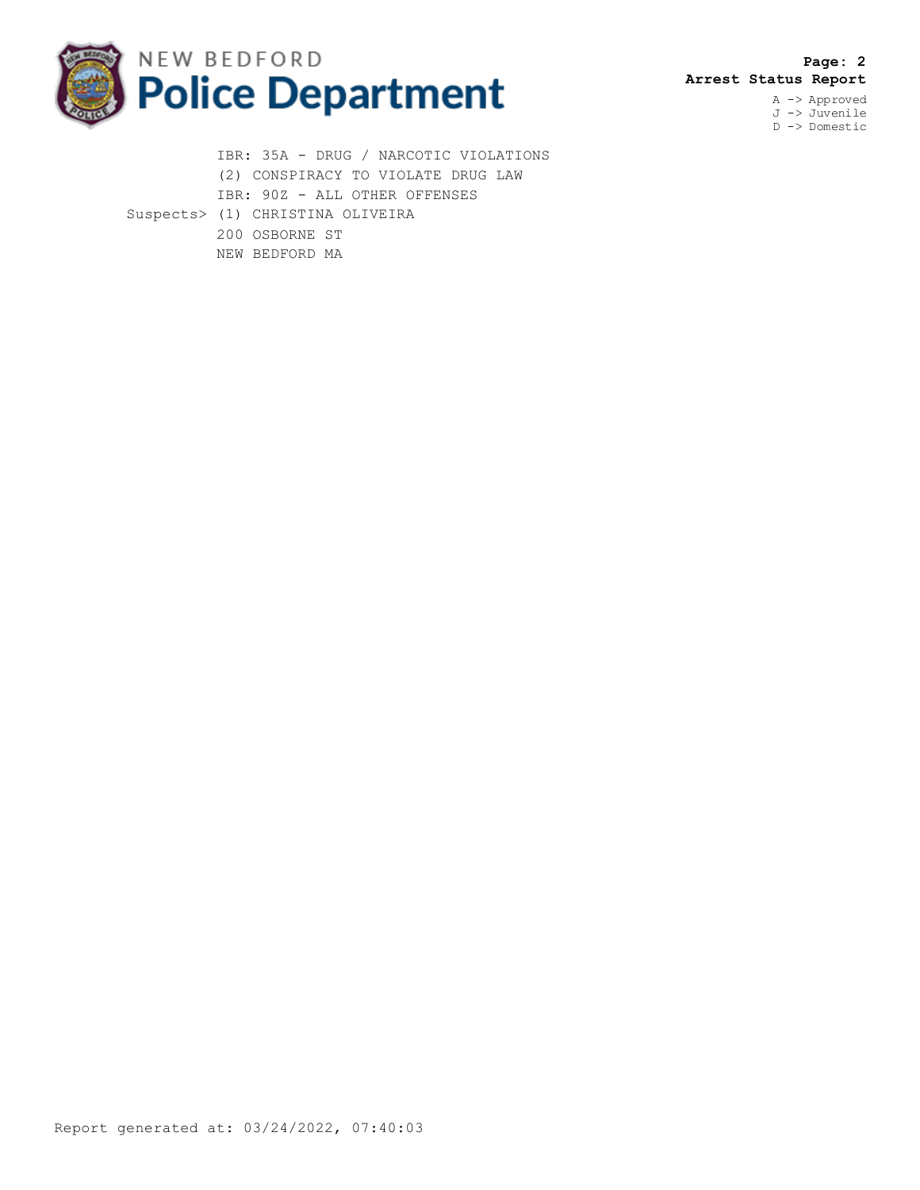IBR: 35A - DRUG / NARCOTIC VIOLATIONS
(2) CONSPIRACY TO VIOLATE DRUG LAW
IBR: 90Z - ALL OTHER OFFENSES

Suspects> (1) CHRISTINA OLIVEIRA
200 OSBORNE ST
NEW BEDFORD MA

Report generated at: 03/24/2022, 07:40:03